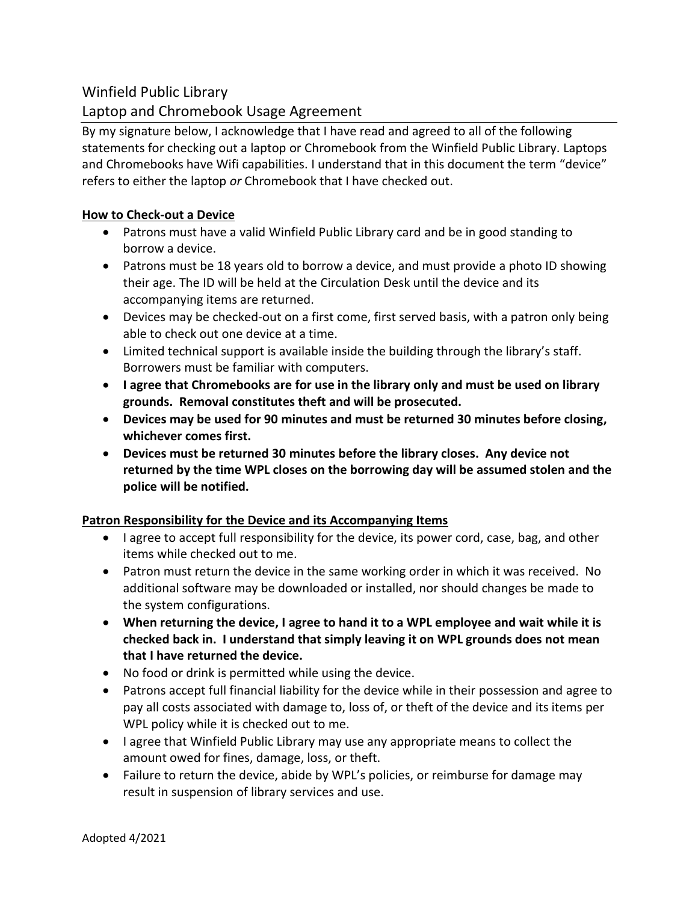# Winfield Public Library

## Laptop and Chromebook Usage Agreement

By my signature below, I acknowledge that I have read and agreed to all of the following statements for checking out a laptop or Chromebook from the Winfield Public Library. Laptops and Chromebooks have Wifi capabilities. I understand that in this document the term "device" refers to either the laptop *or* Chromebook that I have checked out.

### How to Check-out a Device

- Patrons must have a valid Winfield Public Library card and be in good standing to borrow a device.
- Patrons must be 18 years old to borrow a device, and must provide a photo ID showing their age. The ID will be held at the Circulation Desk until the device and its accompanying items are returned.
- Devices may be checked-out on a first come, first served basis, with a patron only being able to check out one device at a time.
- Limited technical support is available inside the building through the library's staff. Borrowers must be familiar with computers.
- **I agree that Chromebooks are for use in the library only and must be used on library grounds. Removal constitutes theft and will be prosecuted.**
- **Devices may be used for 90 minutes and must be returned 30 minutes before closing, whichever comes first.**
- **Devices must be returned 30 minutes before the library closes. Any device not returned by the time WPL closes on the borrowing day will be assumed stolen and the police will be notified.**

### Patron Responsibility for the Device and its Accompanying Items

- I agree to accept full responsibility for the device, its power cord, case, bag, and other items while checked out to me.
- Patron must return the device in the same working order in which it was received. No additional software may be downloaded or installed, nor should changes be made to the system configurations.
- **When returning the device, I agree to hand it to a WPL employee and wait while it is checked back in. I understand that simply leaving it on WPL grounds does not mean that I have returned the device.**
- No food or drink is permitted while using the device.
- Patrons accept full financial liability for the device while in their possession and agree to pay all costs associated with damage to, loss of, or theft of the device and its items per WPL policy while it is checked out to me.
- I agree that Winfield Public Library may use any appropriate means to collect the amount owed for fines, damage, loss, or theft.
- Failure to return the device, abide by WPL's policies, or reimburse for damage may result in suspension of library services and use.

Adopted 4/2021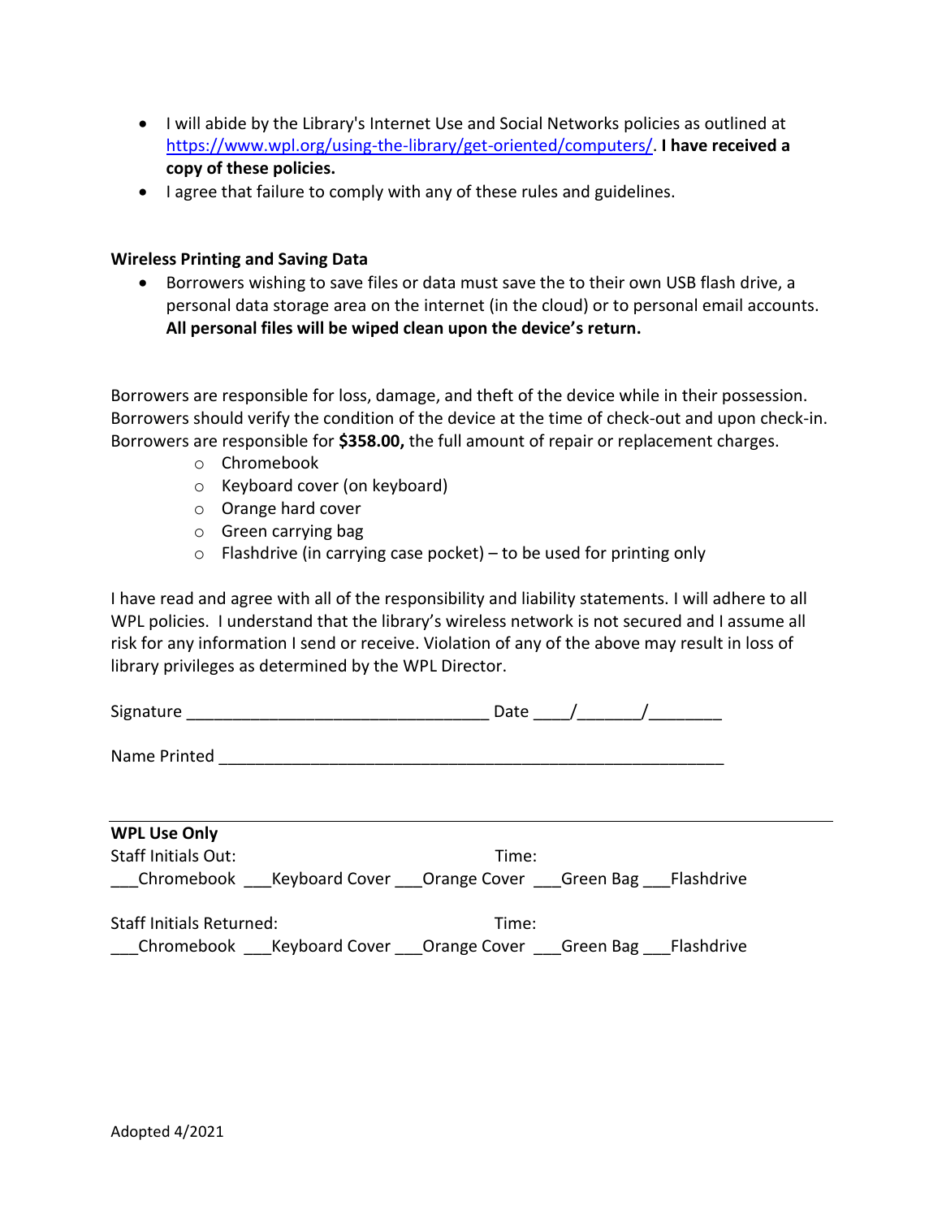- I will abide by the Library's Internet Use and Social Networks policies as outlined at https://www.wpl.org/using-the-library/get-oriented/computers/. **I have received a copy of these policies.**
- I agree that failure to comply with any of these rules and guidelines.

**Wireless Printing and Saving Data**

- Borrowers wishing to save files or data must save the to their own USB flash drive, a personal data storage area on the internet (in the cloud) or to personal email accounts. **All personal files will be wiped clean upon the device's return.**

Borrowers are responsible for loss, damage, and theft of the device while in their possession. Borrowers should verify the condition of the device at the time of check-out and upon check-in. Borrowers are responsible for **$358.00,** the full amount of repair or replacement charges.

- Chromebook
- Keyboard cover (on keyboard)
- Orange hard cover
- Green carrying bag
- Flashdrive (in carrying case pocket) – to be used for printing only

I have read and agree with all of the responsibility and liability statements. I will adhere to all WPL policies. I understand that the library's wireless network is not secured and I assume all risk for any information I send or receive. Violation of any of the above may result in loss of library privileges as determined by the WPL Director.

Signature _________________________________ Date ____/_______/________

Name Printed _______________________________________________________

---

**WPL Use Only**

Staff Initials Out: Time:

___Chromebook ___Keyboard Cover ___Orange Cover ___Green Bag ___Flashdrive

Staff Initials Returned: Time:

___Chromebook ___Keyboard Cover ___Orange Cover ___Green Bag ___Flashdrive

Adopted 4/2021